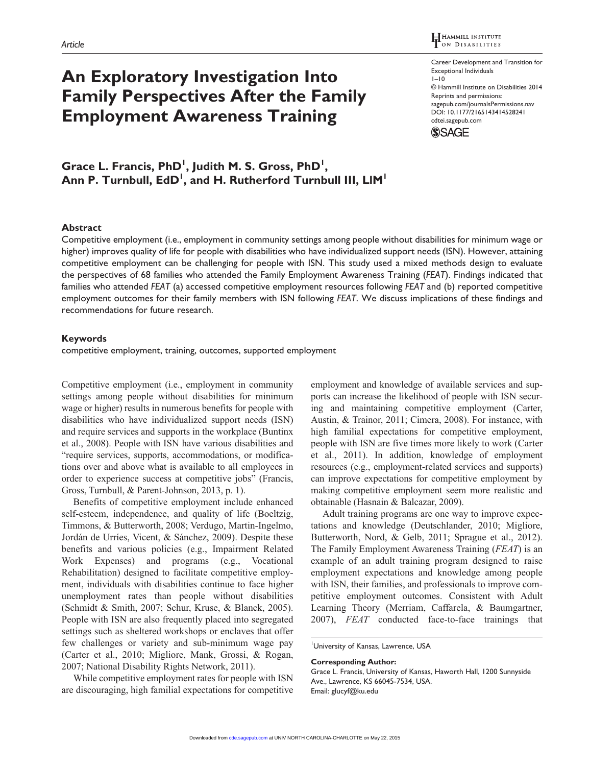Article

# An Exploratory Investigation Into Family Perspectives After the Family Employment Awareness Training

Career Development and Transition for Exceptional Individuals
1–10
© Hammill Institute on Disabilities 2014
Reprints and permissions: sagepub.com/journalsPermissions.nav
DOI: 10.1177/2165143414528241
cdtei.sagepub.com

**Grace L. Francis, PhD[1], Judith M. S. Gross, PhD[1], Ann P. Turnbull, EdD[1], and H. Rutherford Turnbull III, LLM[1]**

## Abstract

Competitive employment (i.e., employment in community settings among people without disabilities for minimum wage or higher) improves quality of life for people with disabilities who have individualized support needs (ISN). However, attaining competitive employment can be challenging for people with ISN. This study used a mixed methods design to evaluate the perspectives of 68 families who attended the Family Employment Awareness Training (*FEAT*). Findings indicated that families who attended *FEAT* (a) accessed competitive employment resources following *FEAT* and (b) reported competitive employment outcomes for their family members with ISN following *FEAT*. We discuss implications of these findings and recommendations for future research.

## Keywords

competitive employment, training, outcomes, supported employment

Competitive employment (i.e., employment in community settings among people without disabilities for minimum wage or higher) results in numerous benefits for people with disabilities who have individualized support needs (ISN) and require services and supports in the workplace (Buntinx et al., 2008). People with ISN have various disabilities and "require services, supports, accommodations, or modifications over and above what is available to all employees in order to experience success at competitive jobs" (Francis, Gross, Turnbull, & Parent-Johnson, 2013, p. 1).

Benefits of competitive employment include enhanced self-esteem, independence, and quality of life (Boeltzig, Timmons, & Butterworth, 2008; Verdugo, Martin-Ingelmo, Jordán de Urríes, Vicent, & Sánchez, 2009). Despite these benefits and various policies (e.g., Impairment Related Work Expenses) and programs (e.g., Vocational Rehabilitation) designed to facilitate competitive employment, individuals with disabilities continue to face higher unemployment rates than people without disabilities (Schmidt & Smith, 2007; Schur, Kruse, & Blanck, 2005). People with ISN are also frequently placed into segregated settings such as sheltered workshops or enclaves that offer few challenges or variety and sub-minimum wage pay (Carter et al., 2010; Migliore, Mank, Grossi, & Rogan, 2007; National Disability Rights Network, 2011).

While competitive employment rates for people with ISN are discouraging, high familial expectations for competitive employment and knowledge of available services and supports can increase the likelihood of people with ISN securing and maintaining competitive employment (Carter, Austin, & Trainor, 2011; Cimera, 2008). For instance, with high familial expectations for competitive employment, people with ISN are five times more likely to work (Carter et al., 2011). In addition, knowledge of employment resources (e.g., employment-related services and supports) can improve expectations for competitive employment by making competitive employment seem more realistic and obtainable (Hasnain & Balcazar, 2009).

Adult training programs are one way to improve expectations and knowledge (Deutschlander, 2010; Migliore, Butterworth, Nord, & Gelb, 2011; Sprague et al., 2012). The Family Employment Awareness Training (*FEAT*) is an example of an adult training program designed to raise employment expectations and knowledge among people with ISN, their families, and professionals to improve competitive employment outcomes. Consistent with Adult Learning Theory (Merriam, Caffarela, & Baumgartner, 2007), *FEAT* conducted face-to-face trainings that

[1]University of Kansas, Lawrence, USA

**Corresponding Author:**
Grace L. Francis, University of Kansas, Haworth Hall, 1200 Sunnyside Ave., Lawrence, KS 66045-7534, USA.
Email: glucyf@ku.edu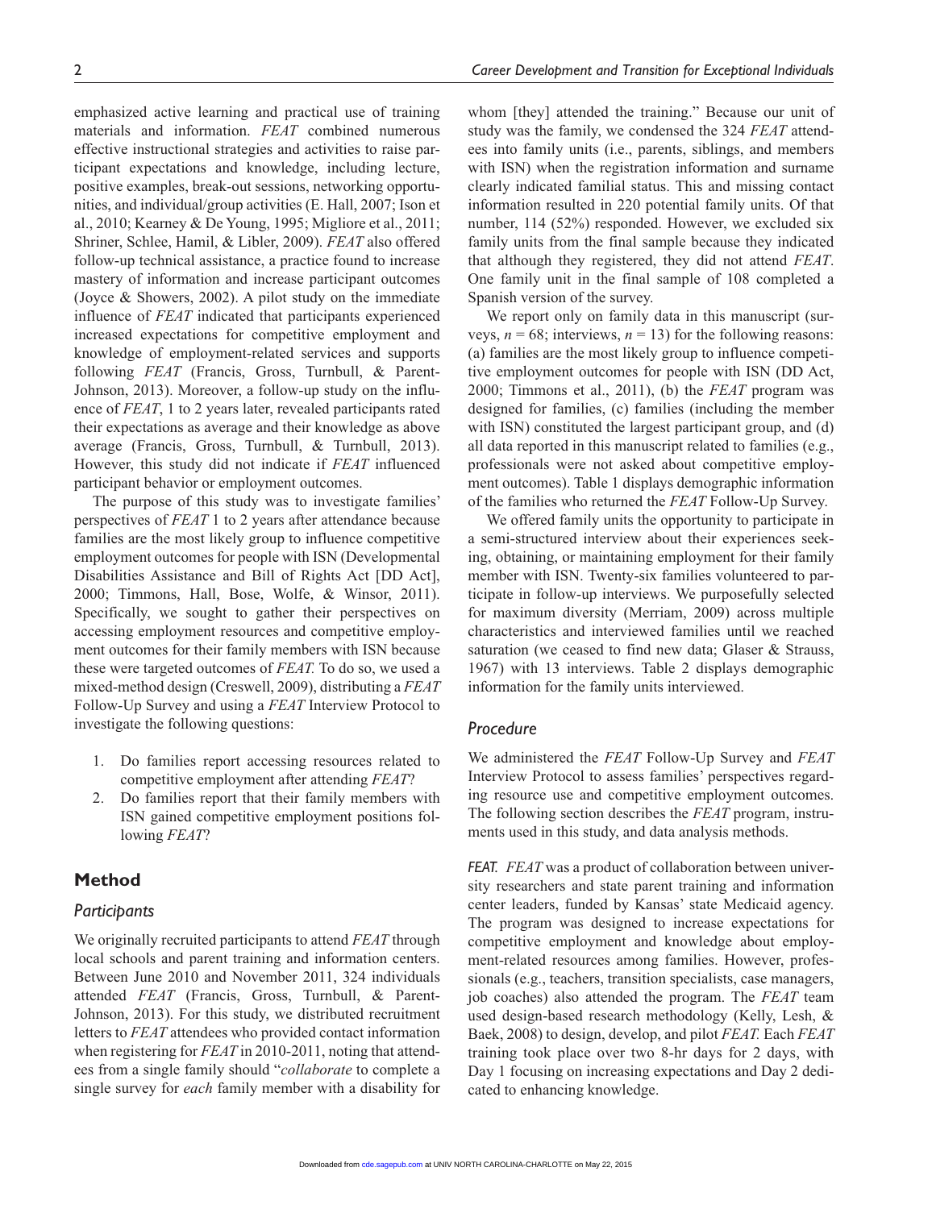emphasized active learning and practical use of training materials and information. *FEAT* combined numerous effective instructional strategies and activities to raise participant expectations and knowledge, including lecture, positive examples, break-out sessions, networking opportunities, and individual/group activities (E. Hall, 2007; Ison et al., 2010; Kearney & De Young, 1995; Migliore et al., 2011; Shriner, Schlee, Hamil, & Libler, 2009). *FEAT* also offered follow-up technical assistance, a practice found to increase mastery of information and increase participant outcomes (Joyce & Showers, 2002). A pilot study on the immediate influence of *FEAT* indicated that participants experienced increased expectations for competitive employment and knowledge of employment-related services and supports following *FEAT* (Francis, Gross, Turnbull, & Parent-Johnson, 2013). Moreover, a follow-up study on the influence of *FEAT*, 1 to 2 years later, revealed participants rated their expectations as average and their knowledge as above average (Francis, Gross, Turnbull, & Turnbull, 2013). However, this study did not indicate if *FEAT* influenced participant behavior or employment outcomes.

The purpose of this study was to investigate families' perspectives of *FEAT* 1 to 2 years after attendance because families are the most likely group to influence competitive employment outcomes for people with ISN (Developmental Disabilities Assistance and Bill of Rights Act [DD Act], 2000; Timmons, Hall, Bose, Wolfe, & Winsor, 2011). Specifically, we sought to gather their perspectives on accessing employment resources and competitive employment outcomes for their family members with ISN because these were targeted outcomes of *FEAT.* To do so, we used a mixed-method design (Creswell, 2009), distributing a *FEAT* Follow-Up Survey and using a *FEAT* Interview Protocol to investigate the following questions:

1. Do families report accessing resources related to competitive employment after attending *FEAT*?
2. Do families report that their family members with ISN gained competitive employment positions following *FEAT*?

## Method

### Participants

We originally recruited participants to attend *FEAT* through local schools and parent training and information centers. Between June 2010 and November 2011, 324 individuals attended *FEAT* (Francis, Gross, Turnbull, & Parent-Johnson, 2013). For this study, we distributed recruitment letters to *FEAT* attendees who provided contact information when registering for *FEAT* in 2010-2011, noting that attendees from a single family should "*collaborate* to complete a single survey for *each* family member with a disability for whom [they] attended the training." Because our unit of study was the family, we condensed the 324 *FEAT* attendees into family units (i.e., parents, siblings, and members with ISN) when the registration information and surname clearly indicated familial status. This and missing contact information resulted in 220 potential family units. Of that number, 114 (52%) responded. However, we excluded six family units from the final sample because they indicated that although they registered, they did not attend *FEAT*. One family unit in the final sample of 108 completed a Spanish version of the survey.

We report only on family data in this manuscript (surveys, $n = 68$; interviews, $n = 13$) for the following reasons: (a) families are the most likely group to influence competitive employment outcomes for people with ISN (DD Act, 2000; Timmons et al., 2011), (b) the *FEAT* program was designed for families, (c) families (including the member with ISN) constituted the largest participant group, and (d) all data reported in this manuscript related to families (e.g., professionals were not asked about competitive employment outcomes). Table 1 displays demographic information of the families who returned the *FEAT* Follow-Up Survey.

We offered family units the opportunity to participate in a semi-structured interview about their experiences seeking, obtaining, or maintaining employment for their family member with ISN. Twenty-six families volunteered to participate in follow-up interviews. We purposefully selected for maximum diversity (Merriam, 2009) across multiple characteristics and interviewed families until we reached saturation (we ceased to find new data; Glaser & Strauss, 1967) with 13 interviews. Table 2 displays demographic information for the family units interviewed.

### Procedure

We administered the *FEAT* Follow-Up Survey and *FEAT* Interview Protocol to assess families' perspectives regarding resource use and competitive employment outcomes. The following section describes the *FEAT* program, instruments used in this study, and data analysis methods.

*FEAT.* *FEAT* was a product of collaboration between university researchers and state parent training and information center leaders, funded by Kansas' state Medicaid agency. The program was designed to increase expectations for competitive employment and knowledge about employment-related resources among families. However, professionals (e.g., teachers, transition specialists, case managers, job coaches) also attended the program. The *FEAT* team used design-based research methodology (Kelly, Lesh, & Baek, 2008) to design, develop, and pilot *FEAT.* Each *FEAT* training took place over two 8-hr days for 2 days, with Day 1 focusing on increasing expectations and Day 2 dedicated to enhancing knowledge.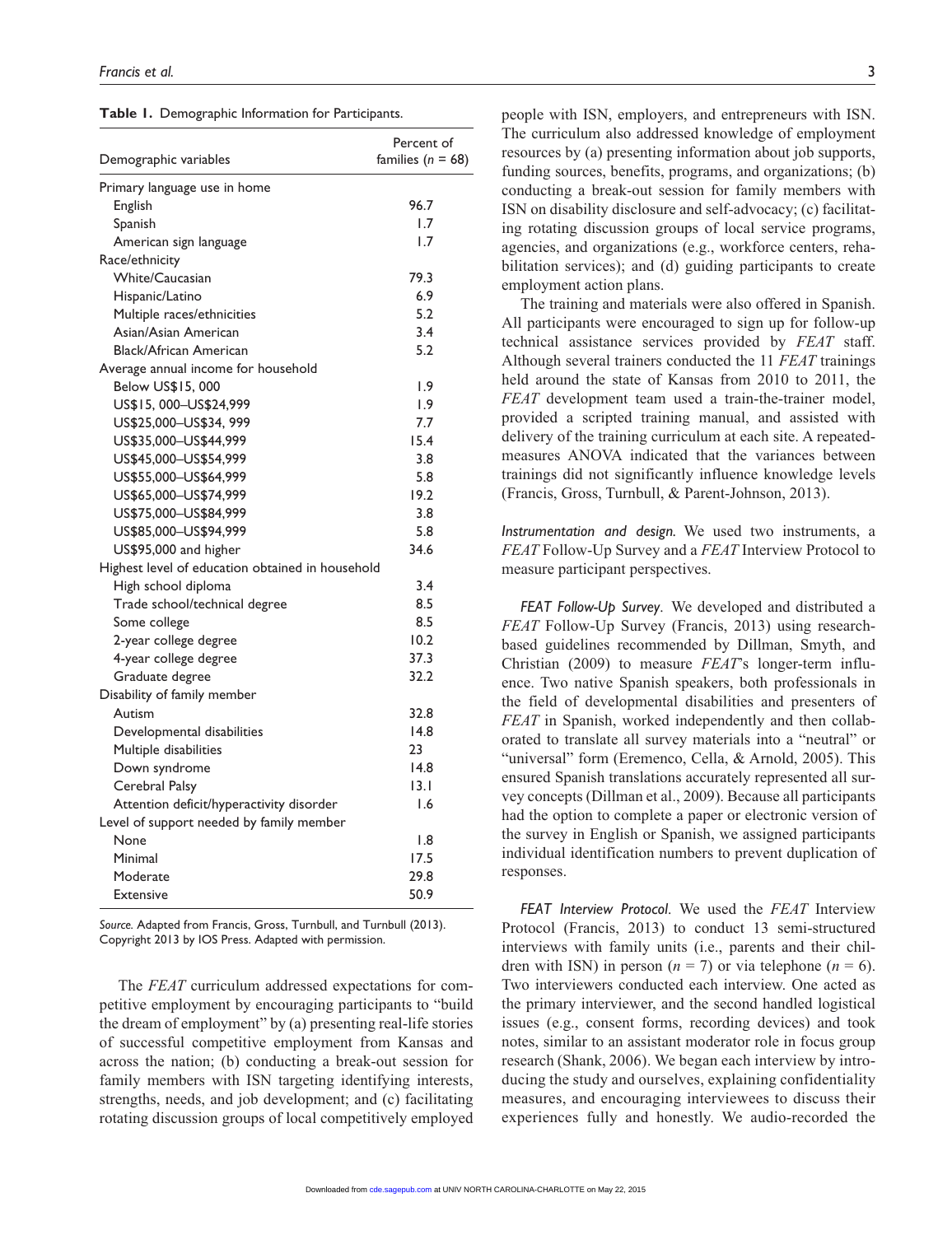**Table 1.** Demographic Information for Participants.

| Demographic variables | Percent of families ($n$ = 68) |
|---|---|
| Primary language use in home | |
| English | 96.7 |
| Spanish | 1.7 |
| American sign language | 1.7 |
| Race/ethnicity | |
| White/Caucasian | 79.3 |
| Hispanic/Latino | 6.9 |
| Multiple races/ethnicities | 5.2 |
| Asian/Asian American | 3.4 |
| Black/African American | 5.2 |
| Average annual income for household | |
| Below US$15, 000 | 1.9 |
| US$15, 000–US$24,999 | 1.9 |
| US$25,000–US$34, 999 | 7.7 |
| US$35,000–US$44,999 | 15.4 |
| US$45,000–US$54,999 | 3.8 |
| US$55,000–US$64,999 | 5.8 |
| US$65,000–US$74,999 | 19.2 |
| US$75,000–US$84,999 | 3.8 |
| US$85,000–US$94,999 | 5.8 |
| US$95,000 and higher | 34.6 |
| Highest level of education obtained in household | |
| High school diploma | 3.4 |
| Trade school/technical degree | 8.5 |
| Some college | 8.5 |
| 2-year college degree | 10.2 |
| 4-year college degree | 37.3 |
| Graduate degree | 32.2 |
| Disability of family member | |
| Autism | 32.8 |
| Developmental disabilities | 14.8 |
| Multiple disabilities | 23 |
| Down syndrome | 14.8 |
| Cerebral Palsy | 13.1 |
| Attention deficit/hyperactivity disorder | 1.6 |
| Level of support needed by family member | |
| None | 1.8 |
| Minimal | 17.5 |
| Moderate | 29.8 |
| Extensive | 50.9 |

*Source.* Adapted from Francis, Gross, Turnbull, and Turnbull (2013). Copyright 2013 by IOS Press. Adapted with permission.

The *FEAT* curriculum addressed expectations for competitive employment by encouraging participants to "build the dream of employment" by (a) presenting real-life stories of successful competitive employment from Kansas and across the nation; (b) conducting a break-out session for family members with ISN targeting identifying interests, strengths, needs, and job development; and (c) facilitating rotating discussion groups of local competitively employed people with ISN, employers, and entrepreneurs with ISN. The curriculum also addressed knowledge of employment resources by (a) presenting information about job supports, funding sources, benefits, programs, and organizations; (b) conducting a break-out session for family members with ISN on disability disclosure and self-advocacy; (c) facilitating rotating discussion groups of local service programs, agencies, and organizations (e.g., workforce centers, rehabilitation services); and (d) guiding participants to create employment action plans.

The training and materials were also offered in Spanish. All participants were encouraged to sign up for follow-up technical assistance services provided by *FEAT* staff. Although several trainers conducted the 11 *FEAT* trainings held around the state of Kansas from 2010 to 2011, the *FEAT* development team used a train-the-trainer model, provided a scripted training manual, and assisted with delivery of the training curriculum at each site. A repeated-measures ANOVA indicated that the variances between trainings did not significantly influence knowledge levels (Francis, Gross, Turnbull, & Parent-Johnson, 2013).

*Instrumentation and design.* We used two instruments, a *FEAT* Follow-Up Survey and a *FEAT* Interview Protocol to measure participant perspectives.

*FEAT Follow-Up Survey*. We developed and distributed a *FEAT* Follow-Up Survey (Francis, 2013) using research-based guidelines recommended by Dillman, Smyth, and Christian (2009) to measure *FEAT*'s longer-term influence. Two native Spanish speakers, both professionals in the field of developmental disabilities and presenters of *FEAT* in Spanish, worked independently and then collaborated to translate all survey materials into a "neutral" or "universal" form (Eremenco, Cella, & Arnold, 2005). This ensured Spanish translations accurately represented all survey concepts (Dillman et al., 2009). Because all participants had the option to complete a paper or electronic version of the survey in English or Spanish, we assigned participants individual identification numbers to prevent duplication of responses.

*FEAT Interview Protocol*. We used the *FEAT* Interview Protocol (Francis, 2013) to conduct 13 semi-structured interviews with family units (i.e., parents and their children with ISN) in person ($n$ = 7) or via telephone ($n$ = 6). Two interviewers conducted each interview. One acted as the primary interviewer, and the second handled logistical issues (e.g., consent forms, recording devices) and took notes, similar to an assistant moderator role in focus group research (Shank, 2006). We began each interview by introducing the study and ourselves, explaining confidentiality measures, and encouraging interviewees to discuss their experiences fully and honestly. We audio-recorded the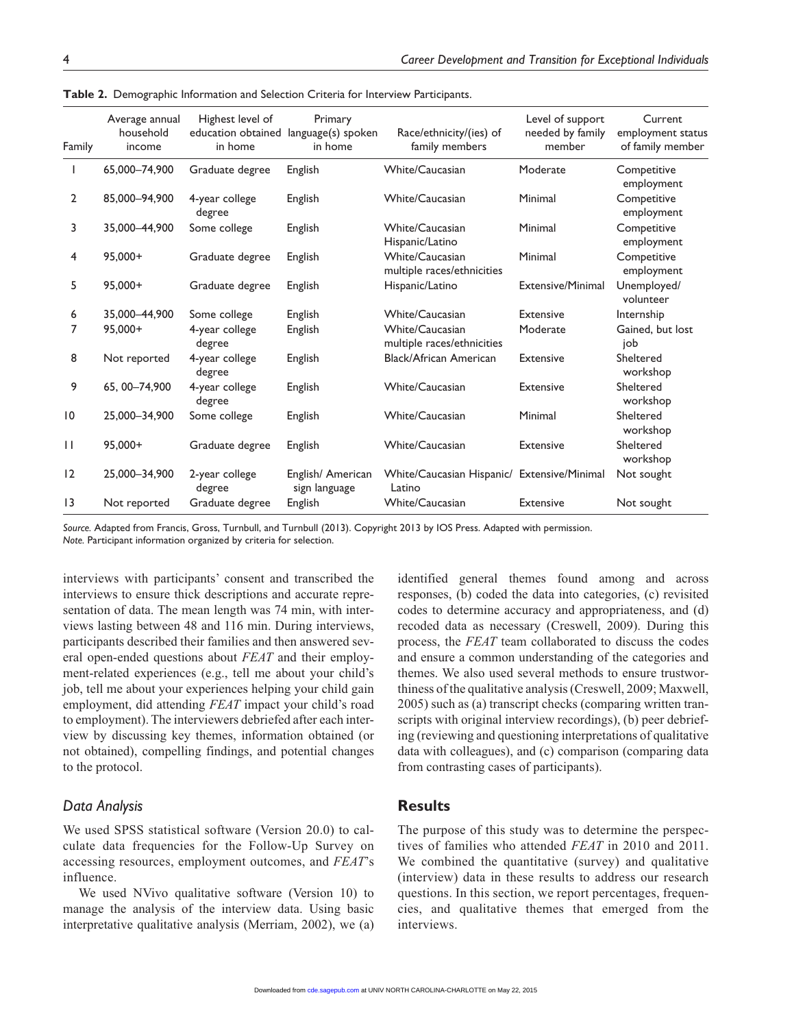**Table 2.** Demographic Information and Selection Criteria for Interview Participants.

| Family | Average annual household income | Highest level of education obtained in home | Primary language(s) spoken in home | Race/ethnicity/(ies) of family members | Level of support needed by family member | Current employment status of family member |
|---|---|---|---|---|---|---|
| 1 | 65,000–74,900 | Graduate degree | English | White/Caucasian | Moderate | Competitive employment |
| 2 | 85,000–94,900 | 4-year college degree | English | White/Caucasian | Minimal | Competitive employment |
| 3 | 35,000–44,900 | Some college | English | White/Caucasian Hispanic/Latino | Minimal | Competitive employment |
| 4 | 95,000+ | Graduate degree | English | White/Caucasian multiple races/ethnicities | Minimal | Competitive employment |
| 5 | 95,000+ | Graduate degree | English | Hispanic/Latino | Extensive/Minimal | Unemployed/ volunteer |
| 6 | 35,000–44,900 | Some college | English | White/Caucasian | Extensive | Internship |
| 7 | 95,000+ | 4-year college degree | English | White/Caucasian multiple races/ethnicities | Moderate | Gained, but lost job |
| 8 | Not reported | 4-year college degree | English | Black/African American | Extensive | Sheltered workshop |
| 9 | 65, 00–74,900 | 4-year college degree | English | White/Caucasian | Extensive | Sheltered workshop |
| 10 | 25,000–34,900 | Some college | English | White/Caucasian | Minimal | Sheltered workshop |
| 11 | 95,000+ | Graduate degree | English | White/Caucasian | Extensive | Sheltered workshop |
| 12 | 25,000–34,900 | 2-year college degree | English/ American sign language | White/Caucasian Hispanic/ Latino | Extensive/Minimal | Not sought |
| 13 | Not reported | Graduate degree | English | White/Caucasian | Extensive | Not sought |

*Source.* Adapted from Francis, Gross, Turnbull, and Turnbull (2013). Copyright 2013 by IOS Press. Adapted with permission.
*Note.* Participant information organized by criteria for selection.

interviews with participants' consent and transcribed the interviews to ensure thick descriptions and accurate representation of data. The mean length was 74 min, with interviews lasting between 48 and 116 min. During interviews, participants described their families and then answered several open-ended questions about *FEAT* and their employment-related experiences (e.g., tell me about your child's job, tell me about your experiences helping your child gain employment, did attending *FEAT* impact your child's road to employment). The interviewers debriefed after each interview by discussing key themes, information obtained (or not obtained), compelling findings, and potential changes to the protocol.

### Data Analysis

We used SPSS statistical software (Version 20.0) to calculate data frequencies for the Follow-Up Survey on accessing resources, employment outcomes, and *FEAT*'s influence.

We used NVivo qualitative software (Version 10) to manage the analysis of the interview data. Using basic interpretative qualitative analysis (Merriam, 2002), we (a) identified general themes found among and across responses, (b) coded the data into categories, (c) revisited codes to determine accuracy and appropriateness, and (d) recoded data as necessary (Creswell, 2009). During this process, the *FEAT* team collaborated to discuss the codes and ensure a common understanding of the categories and themes. We also used several methods to ensure trustworthiness of the qualitative analysis (Creswell, 2009; Maxwell, 2005) such as (a) transcript checks (comparing written transcripts with original interview recordings), (b) peer debriefing (reviewing and questioning interpretations of qualitative data with colleagues), and (c) comparison (comparing data from contrasting cases of participants).

## Results

The purpose of this study was to determine the perspectives of families who attended *FEAT* in 2010 and 2011. We combined the quantitative (survey) and qualitative (interview) data in these results to address our research questions. In this section, we report percentages, frequencies, and qualitative themes that emerged from the interviews.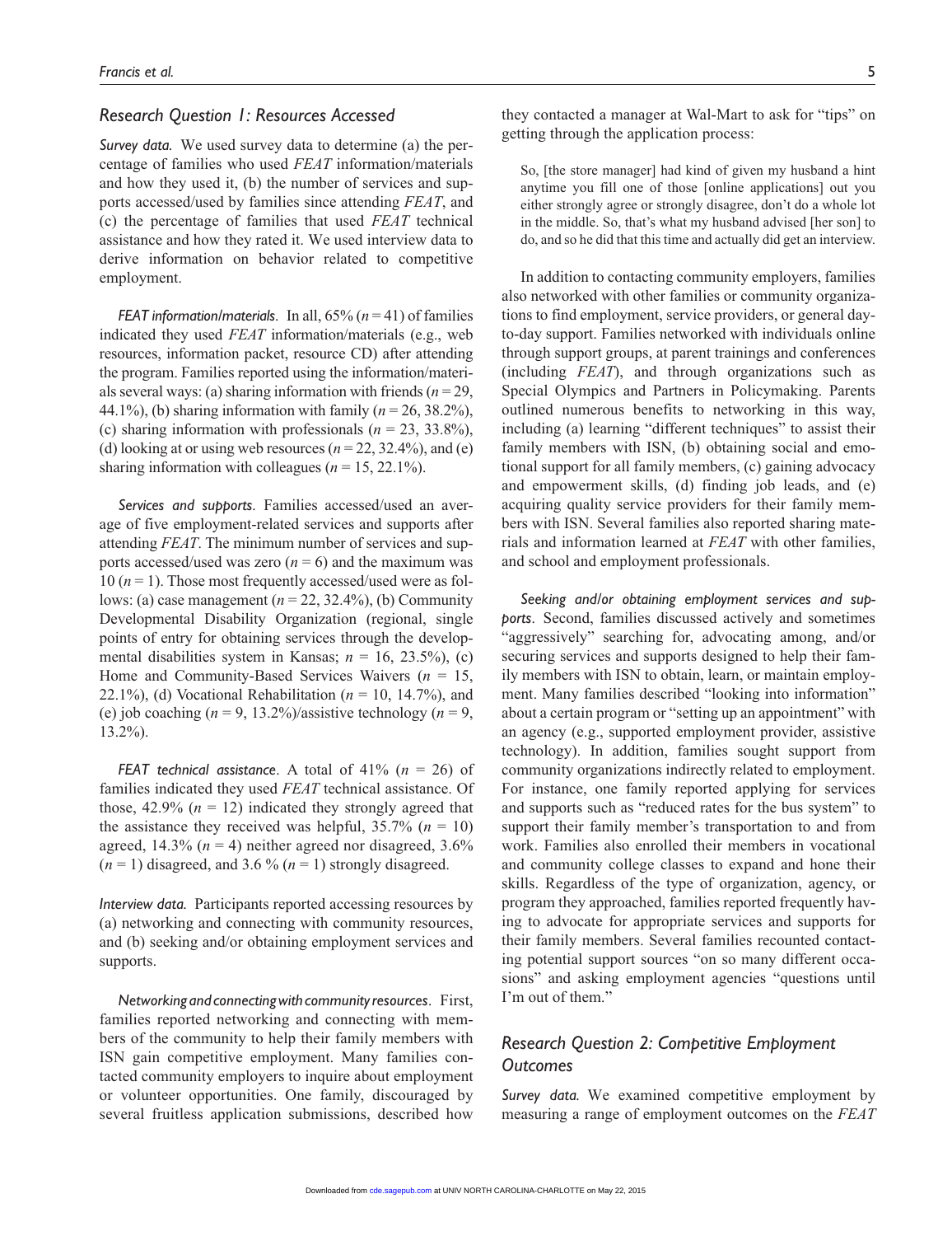### Research Question 1: Resources Accessed

*Survey data.* We used survey data to determine (a) the percentage of families who used *FEAT* information/materials and how they used it, (b) the number of services and supports accessed/used by families since attending *FEAT*, and (c) the percentage of families that used *FEAT* technical assistance and how they rated it. We used interview data to derive information on behavior related to competitive employment.

*FEAT information/materials*. In all, 65% ($n = 41$) of families indicated they used *FEAT* information/materials (e.g., web resources, information packet, resource CD) after attending the program. Families reported using the information/materials several ways: (a) sharing information with friends ($n = 29$, 44.1%), (b) sharing information with family ($n = 26$, 38.2%), (c) sharing information with professionals ($n = 23$, 33.8%), (d) looking at or using web resources ($n = 22$, 32.4%), and (e) sharing information with colleagues ($n = 15$, 22.1%).

*Services and supports*. Families accessed/used an average of five employment-related services and supports after attending *FEAT*. The minimum number of services and supports accessed/used was zero ($n = 6$) and the maximum was 10 ($n = 1$). Those most frequently accessed/used were as follows: (a) case management ($n = 22$, 32.4%), (b) Community Developmental Disability Organization (regional, single points of entry for obtaining services through the developmental disabilities system in Kansas; $n = 16$, 23.5%), (c) Home and Community-Based Services Waivers ($n = 15$, 22.1%), (d) Vocational Rehabilitation ($n = 10$, 14.7%), and (e) job coaching ($n = 9$, 13.2%)/assistive technology ($n = 9$, 13.2%).

*FEAT technical assistance*. A total of 41% ($n = 26$) of families indicated they used *FEAT* technical assistance. Of those, 42.9% ($n = 12$) indicated they strongly agreed that the assistance they received was helpful, 35.7% ($n = 10$) agreed, 14.3% ($n = 4$) neither agreed nor disagreed, 3.6% ($n = 1$) disagreed, and 3.6 % ($n = 1$) strongly disagreed.

*Interview data.* Participants reported accessing resources by (a) networking and connecting with community resources, and (b) seeking and/or obtaining employment services and supports.

*Networking and connecting with community resources*. First, families reported networking and connecting with members of the community to help their family members with ISN gain competitive employment. Many families contacted community employers to inquire about employment or volunteer opportunities. One family, discouraged by several fruitless application submissions, described how they contacted a manager at Wal-Mart to ask for "tips" on getting through the application process:

> So, [the store manager] had kind of given my husband a hint anytime you fill one of those [online applications] out you either strongly agree or strongly disagree, don't do a whole lot in the middle. So, that's what my husband advised [her son] to do, and so he did that this time and actually did get an interview.

In addition to contacting community employers, families also networked with other families or community organizations to find employment, service providers, or general day-to-day support. Families networked with individuals online through support groups, at parent trainings and conferences (including *FEAT*), and through organizations such as Special Olympics and Partners in Policymaking. Parents outlined numerous benefits to networking in this way, including (a) learning "different techniques" to assist their family members with ISN, (b) obtaining social and emotional support for all family members, (c) gaining advocacy and empowerment skills, (d) finding job leads, and (e) acquiring quality service providers for their family members with ISN. Several families also reported sharing materials and information learned at *FEAT* with other families, and school and employment professionals.

*Seeking and/or obtaining employment services and supports*. Second, families discussed actively and sometimes "aggressively" searching for, advocating among, and/or securing services and supports designed to help their family members with ISN to obtain, learn, or maintain employment. Many families described "looking into information" about a certain program or "setting up an appointment" with an agency (e.g., supported employment provider, assistive technology). In addition, families sought support from community organizations indirectly related to employment. For instance, one family reported applying for services and supports such as "reduced rates for the bus system" to support their family member's transportation to and from work. Families also enrolled their members in vocational and community college classes to expand and hone their skills. Regardless of the type of organization, agency, or program they approached, families reported frequently having to advocate for appropriate services and supports for their family members. Several families recounted contacting potential support sources "on so many different occasions" and asking employment agencies "questions until I'm out of them."

### Research Question 2: Competitive Employment Outcomes

*Survey data.* We examined competitive employment by measuring a range of employment outcomes on the *FEAT*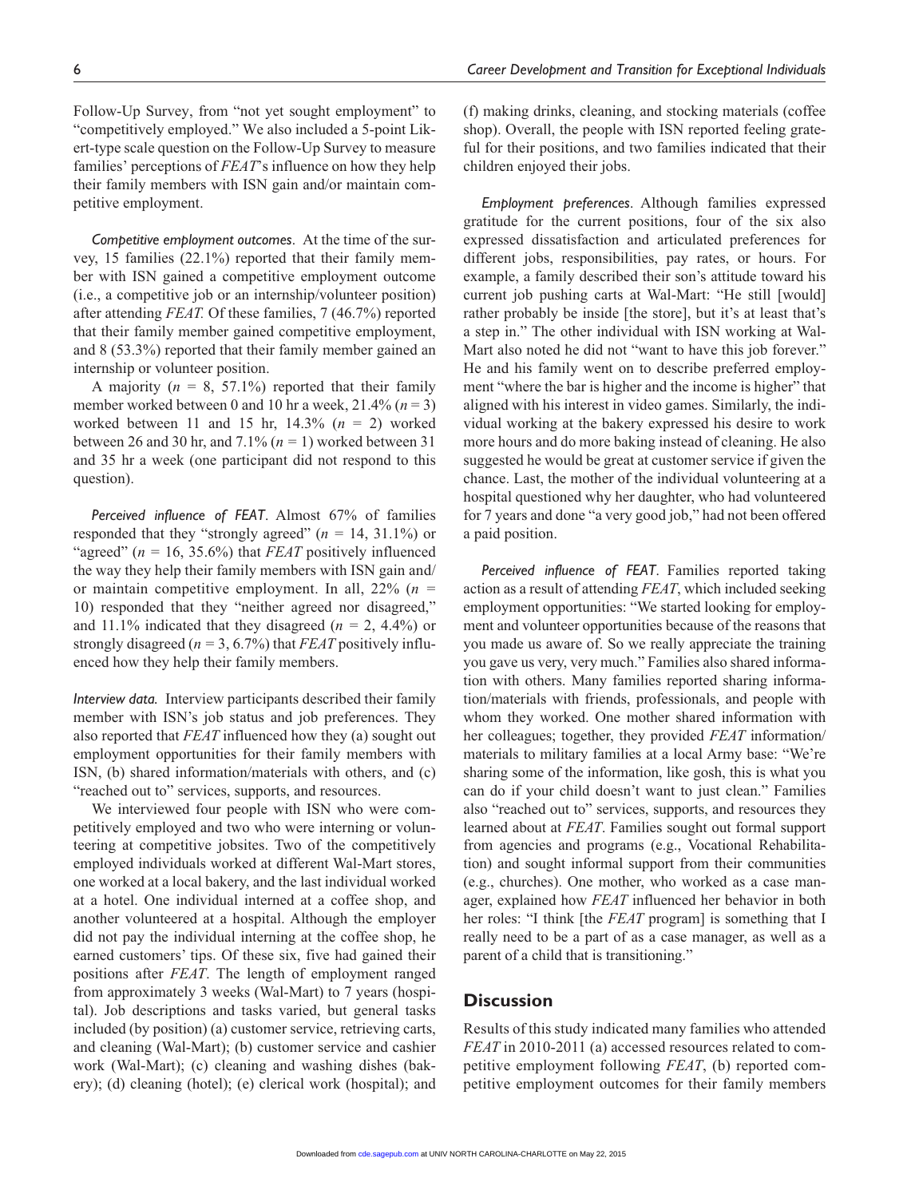Follow-Up Survey, from "not yet sought employment" to "competitively employed." We also included a 5-point Likert-type scale question on the Follow-Up Survey to measure families' perceptions of *FEAT*'s influence on how they help their family members with ISN gain and/or maintain competitive employment.

*Competitive employment outcomes*. At the time of the survey, 15 families (22.1%) reported that their family member with ISN gained a competitive employment outcome (i.e., a competitive job or an internship/volunteer position) after attending *FEAT*. Of these families, 7 (46.7%) reported that their family member gained competitive employment, and 8 (53.3%) reported that their family member gained an internship or volunteer position.

A majority ($n$ = 8, 57.1%) reported that their family member worked between 0 and 10 hr a week, 21.4% ($n$ = 3) worked between 11 and 15 hr, 14.3% ($n$ = 2) worked between 26 and 30 hr, and 7.1% ($n$ = 1) worked between 31 and 35 hr a week (one participant did not respond to this question).

*Perceived influence of FEAT*. Almost 67% of families responded that they "strongly agreed" ($n$ = 14, 31.1%) or "agreed" ($n$ = 16, 35.6%) that *FEAT* positively influenced the way they help their family members with ISN gain and/or maintain competitive employment. In all, 22% ($n$ = 10) responded that they "neither agreed nor disagreed," and 11.1% indicated that they disagreed ($n$ = 2, 4.4%) or strongly disagreed ($n$ = 3, 6.7%) that *FEAT* positively influenced how they help their family members.

*Interview data.* Interview participants described their family member with ISN's job status and job preferences. They also reported that *FEAT* influenced how they (a) sought out employment opportunities for their family members with ISN, (b) shared information/materials with others, and (c) "reached out to" services, supports, and resources.

We interviewed four people with ISN who were competitively employed and two who were interning or volunteering at competitive jobsites. Two of the competitively employed individuals worked at different Wal-Mart stores, one worked at a local bakery, and the last individual worked at a hotel. One individual interned at a coffee shop, and another volunteered at a hospital. Although the employer did not pay the individual interning at the coffee shop, he earned customers' tips. Of these six, five had gained their positions after *FEAT*. The length of employment ranged from approximately 3 weeks (Wal-Mart) to 7 years (hospital). Job descriptions and tasks varied, but general tasks included (by position) (a) customer service, retrieving carts, and cleaning (Wal-Mart); (b) customer service and cashier work (Wal-Mart); (c) cleaning and washing dishes (bakery); (d) cleaning (hotel); (e) clerical work (hospital); and (f) making drinks, cleaning, and stocking materials (coffee shop). Overall, the people with ISN reported feeling grateful for their positions, and two families indicated that their children enjoyed their jobs.

*Employment preferences*. Although families expressed gratitude for the current positions, four of the six also expressed dissatisfaction and articulated preferences for different jobs, responsibilities, pay rates, or hours. For example, a family described their son's attitude toward his current job pushing carts at Wal-Mart: "He still [would] rather probably be inside [the store], but it's at least that's a step in." The other individual with ISN working at Wal-Mart also noted he did not "want to have this job forever." He and his family went on to describe preferred employment "where the bar is higher and the income is higher" that aligned with his interest in video games. Similarly, the individual working at the bakery expressed his desire to work more hours and do more baking instead of cleaning. He also suggested he would be great at customer service if given the chance. Last, the mother of the individual volunteering at a hospital questioned why her daughter, who had volunteered for 7 years and done "a very good job," had not been offered a paid position.

*Perceived influence of FEAT*. Families reported taking action as a result of attending *FEAT*, which included seeking employment opportunities: "We started looking for employment and volunteer opportunities because of the reasons that you made us aware of. So we really appreciate the training you gave us very, very much." Families also shared information with others. Many families reported sharing information/materials with friends, professionals, and people with whom they worked. One mother shared information with her colleagues; together, they provided *FEAT* information/materials to military families at a local Army base: "We're sharing some of the information, like gosh, this is what you can do if your child doesn't want to just clean." Families also "reached out to" services, supports, and resources they learned about at *FEAT*. Families sought out formal support from agencies and programs (e.g., Vocational Rehabilitation) and sought informal support from their communities (e.g., churches). One mother, who worked as a case manager, explained how *FEAT* influenced her behavior in both her roles: "I think [the *FEAT* program] is something that I really need to be a part of as a case manager, as well as a parent of a child that is transitioning."

## Discussion

Results of this study indicated many families who attended *FEAT* in 2010-2011 (a) accessed resources related to competitive employment following *FEAT*, (b) reported competitive employment outcomes for their family members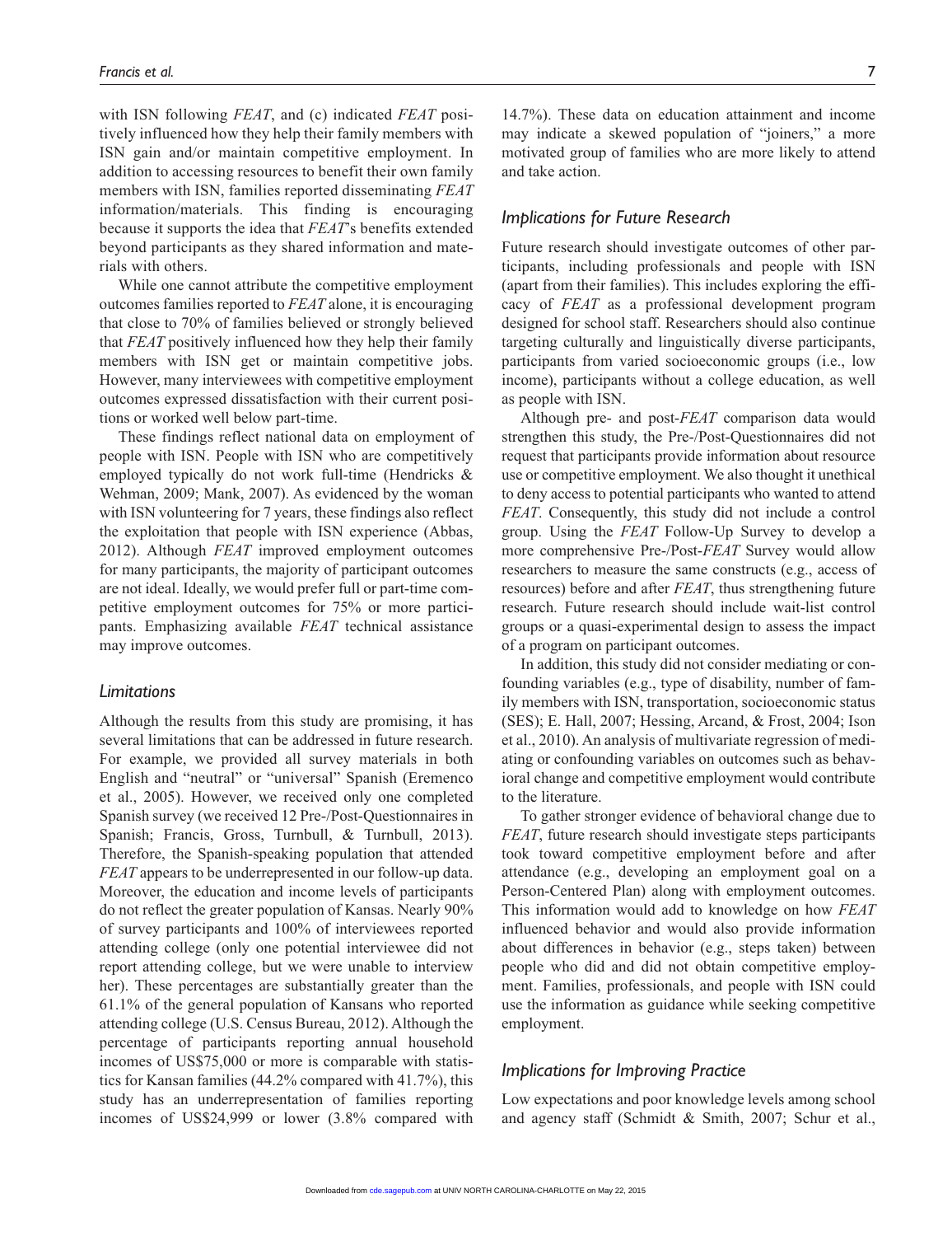with ISN following *FEAT*, and (c) indicated *FEAT* positively influenced how they help their family members with ISN gain and/or maintain competitive employment. In addition to accessing resources to benefit their own family members with ISN, families reported disseminating *FEAT* information/materials. This finding is encouraging because it supports the idea that *FEAT*'s benefits extended beyond participants as they shared information and materials with others.

While one cannot attribute the competitive employment outcomes families reported to *FEAT* alone, it is encouraging that close to 70% of families believed or strongly believed that *FEAT* positively influenced how they help their family members with ISN get or maintain competitive jobs. However, many interviewees with competitive employment outcomes expressed dissatisfaction with their current positions or worked well below part-time.

These findings reflect national data on employment of people with ISN. People with ISN who are competitively employed typically do not work full-time (Hendricks & Wehman, 2009; Mank, 2007). As evidenced by the woman with ISN volunteering for 7 years, these findings also reflect the exploitation that people with ISN experience (Abbas, 2012). Although *FEAT* improved employment outcomes for many participants, the majority of participant outcomes are not ideal. Ideally, we would prefer full or part-time competitive employment outcomes for 75% or more participants. Emphasizing available *FEAT* technical assistance may improve outcomes.

## Limitations

Although the results from this study are promising, it has several limitations that can be addressed in future research. For example, we provided all survey materials in both English and "neutral" or "universal" Spanish (Eremenco et al., 2005). However, we received only one completed Spanish survey (we received 12 Pre-/Post-Questionnaires in Spanish; Francis, Gross, Turnbull, & Turnbull, 2013). Therefore, the Spanish-speaking population that attended *FEAT* appears to be underrepresented in our follow-up data. Moreover, the education and income levels of participants do not reflect the greater population of Kansas. Nearly 90% of survey participants and 100% of interviewees reported attending college (only one potential interviewee did not report attending college, but we were unable to interview her). These percentages are substantially greater than the 61.1% of the general population of Kansans who reported attending college (U.S. Census Bureau, 2012). Although the percentage of participants reporting annual household incomes of US$75,000 or more is comparable with statistics for Kansan families (44.2% compared with 41.7%), this study has an underrepresentation of families reporting incomes of US$24,999 or lower (3.8% compared with 14.7%). These data on education attainment and income may indicate a skewed population of "joiners," a more motivated group of families who are more likely to attend and take action.

## Implications for Future Research

Future research should investigate outcomes of other participants, including professionals and people with ISN (apart from their families). This includes exploring the efficacy of *FEAT* as a professional development program designed for school staff. Researchers should also continue targeting culturally and linguistically diverse participants, participants from varied socioeconomic groups (i.e., low income), participants without a college education, as well as people with ISN.

Although pre- and post-*FEAT* comparison data would strengthen this study, the Pre-/Post-Questionnaires did not request that participants provide information about resource use or competitive employment. We also thought it unethical to deny access to potential participants who wanted to attend *FEAT*. Consequently, this study did not include a control group. Using the *FEAT* Follow-Up Survey to develop a more comprehensive Pre-/Post-*FEAT* Survey would allow researchers to measure the same constructs (e.g., access of resources) before and after *FEAT*, thus strengthening future research. Future research should include wait-list control groups or a quasi-experimental design to assess the impact of a program on participant outcomes.

In addition, this study did not consider mediating or confounding variables (e.g., type of disability, number of family members with ISN, transportation, socioeconomic status (SES); E. Hall, 2007; Hessing, Arcand, & Frost, 2004; Ison et al., 2010). An analysis of multivariate regression of mediating or confounding variables on outcomes such as behavioral change and competitive employment would contribute to the literature.

To gather stronger evidence of behavioral change due to *FEAT*, future research should investigate steps participants took toward competitive employment before and after attendance (e.g., developing an employment goal on a Person-Centered Plan) along with employment outcomes. This information would add to knowledge on how *FEAT* influenced behavior and would also provide information about differences in behavior (e.g., steps taken) between people who did and did not obtain competitive employment. Families, professionals, and people with ISN could use the information as guidance while seeking competitive employment.

## Implications for Improving Practice

Low expectations and poor knowledge levels among school and agency staff (Schmidt & Smith, 2007; Schur et al.,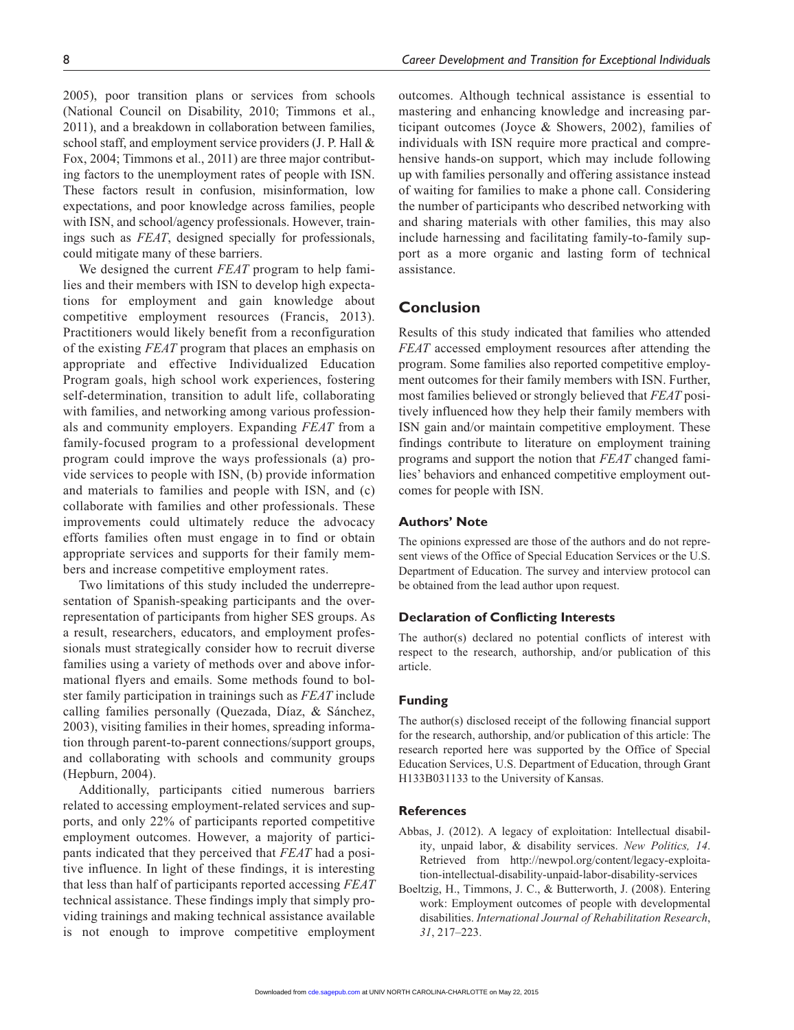2005), poor transition plans or services from schools (National Council on Disability, 2010; Timmons et al., 2011), and a breakdown in collaboration between families, school staff, and employment service providers (J. P. Hall & Fox, 2004; Timmons et al., 2011) are three major contributing factors to the unemployment rates of people with ISN. These factors result in confusion, misinformation, low expectations, and poor knowledge across families, people with ISN, and school/agency professionals. However, trainings such as *FEAT*, designed specially for professionals, could mitigate many of these barriers.

We designed the current *FEAT* program to help families and their members with ISN to develop high expectations for employment and gain knowledge about competitive employment resources (Francis, 2013). Practitioners would likely benefit from a reconfiguration of the existing *FEAT* program that places an emphasis on appropriate and effective Individualized Education Program goals, high school work experiences, fostering self-determination, transition to adult life, collaborating with families, and networking among various professionals and community employers. Expanding *FEAT* from a family-focused program to a professional development program could improve the ways professionals (a) provide services to people with ISN, (b) provide information and materials to families and people with ISN, and (c) collaborate with families and other professionals. These improvements could ultimately reduce the advocacy efforts families often must engage in to find or obtain appropriate services and supports for their family members and increase competitive employment rates.

Two limitations of this study included the underrepresentation of Spanish-speaking participants and the overrepresentation of participants from higher SES groups. As a result, researchers, educators, and employment professionals must strategically consider how to recruit diverse families using a variety of methods over and above informational flyers and emails. Some methods found to bolster family participation in trainings such as *FEAT* include calling families personally (Quezada, Díaz, & Sánchez, 2003), visiting families in their homes, spreading information through parent-to-parent connections/support groups, and collaborating with schools and community groups (Hepburn, 2004).

Additionally, participants citied numerous barriers related to accessing employment-related services and supports, and only 22% of participants reported competitive employment outcomes. However, a majority of participants indicated that they perceived that *FEAT* had a positive influence. In light of these findings, it is interesting that less than half of participants reported accessing *FEAT* technical assistance. These findings imply that simply providing trainings and making technical assistance available is not enough to improve competitive employment outcomes. Although technical assistance is essential to mastering and enhancing knowledge and increasing participant outcomes (Joyce & Showers, 2002), families of individuals with ISN require more practical and comprehensive hands-on support, which may include following up with families personally and offering assistance instead of waiting for families to make a phone call. Considering the number of participants who described networking with and sharing materials with other families, this may also include harnessing and facilitating family-to-family support as a more organic and lasting form of technical assistance.

## Conclusion

Results of this study indicated that families who attended *FEAT* accessed employment resources after attending the program. Some families also reported competitive employment outcomes for their family members with ISN. Further, most families believed or strongly believed that *FEAT* positively influenced how they help their family members with ISN gain and/or maintain competitive employment. These findings contribute to literature on employment training programs and support the notion that *FEAT* changed families' behaviors and enhanced competitive employment outcomes for people with ISN.

### Authors' Note

The opinions expressed are those of the authors and do not represent views of the Office of Special Education Services or the U.S. Department of Education. The survey and interview protocol can be obtained from the lead author upon request.

### Declaration of Conflicting Interests

The author(s) declared no potential conflicts of interest with respect to the research, authorship, and/or publication of this article.

### Funding

The author(s) disclosed receipt of the following financial support for the research, authorship, and/or publication of this article: The research reported here was supported by the Office of Special Education Services, U.S. Department of Education, through Grant H133B031133 to the University of Kansas.

### References

Abbas, J. (2012). A legacy of exploitation: Intellectual disability, unpaid labor, & disability services. *New Politics, 14*. Retrieved from http://newpol.org/content/legacy-exploitation-intellectual-disability-unpaid-labor-disability-services

Boeltzig, H., Timmons, J. C., & Butterworth, J. (2008). Entering work: Employment outcomes of people with developmental disabilities. *International Journal of Rehabilitation Research*, *31*, 217–223.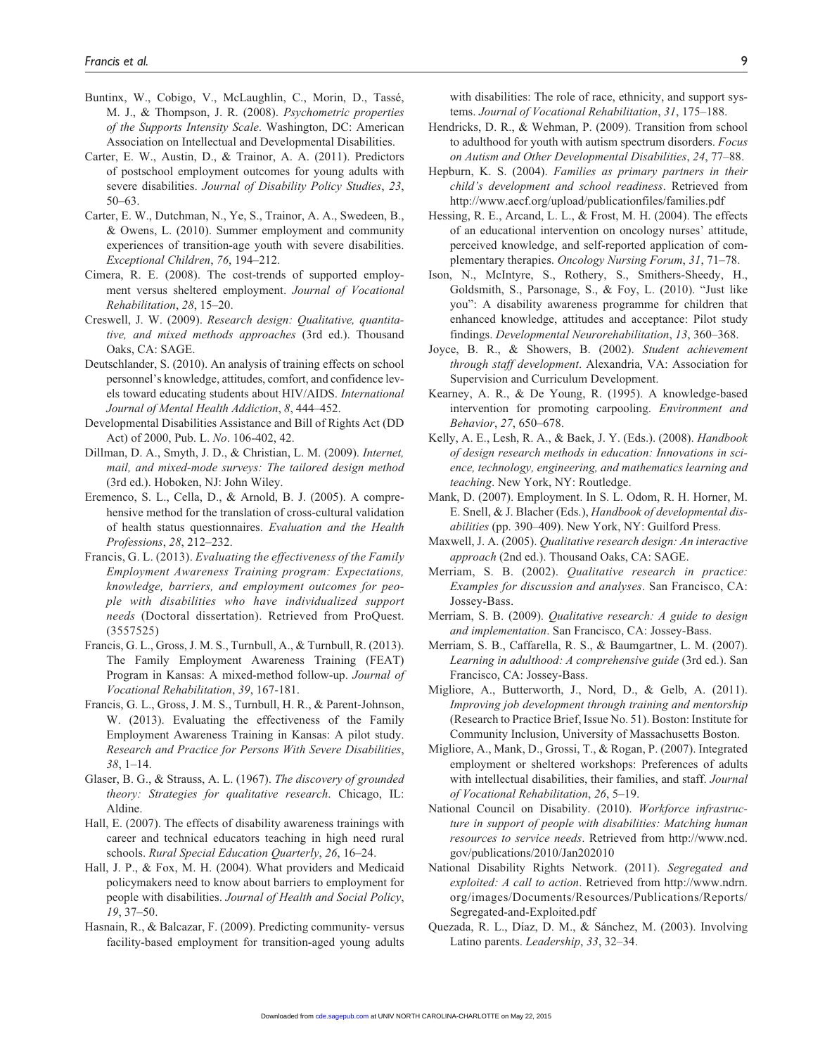Buntinx, W., Cobigo, V., McLaughlin, C., Morin, D., Tassé, M. J., & Thompson, J. R. (2008). *Psychometric properties of the Supports Intensity Scale*. Washington, DC: American Association on Intellectual and Developmental Disabilities.

Carter, E. W., Austin, D., & Trainor, A. A. (2011). Predictors of postschool employment outcomes for young adults with severe disabilities. *Journal of Disability Policy Studies*, *23*, 50–63.

Carter, E. W., Dutchman, N., Ye, S., Trainor, A. A., Swedeen, B., & Owens, L. (2010). Summer employment and community experiences of transition-age youth with severe disabilities. *Exceptional Children*, *76*, 194–212.

Cimera, R. E. (2008). The cost-trends of supported employment versus sheltered employment. *Journal of Vocational Rehabilitation*, *28*, 15–20.

Creswell, J. W. (2009). *Research design: Qualitative, quantitative, and mixed methods approaches* (3rd ed.). Thousand Oaks, CA: SAGE.

Deutschlander, S. (2010). An analysis of training effects on school personnel's knowledge, attitudes, comfort, and confidence levels toward educating students about HIV/AIDS. *International Journal of Mental Health Addiction*, *8*, 444–452.

Developmental Disabilities Assistance and Bill of Rights Act (DD Act) of 2000, Pub. L. *No*. 106-402, 42.

Dillman, D. A., Smyth, J. D., & Christian, L. M. (2009). *Internet, mail, and mixed-mode surveys: The tailored design method* (3rd ed.). Hoboken, NJ: John Wiley.

Eremenco, S. L., Cella, D., & Arnold, B. J. (2005). A comprehensive method for the translation of cross-cultural validation of health status questionnaires. *Evaluation and the Health Professions*, *28*, 212–232.

Francis, G. L. (2013). *Evaluating the effectiveness of the Family Employment Awareness Training program: Expectations, knowledge, barriers, and employment outcomes for people with disabilities who have individualized support needs* (Doctoral dissertation). Retrieved from ProQuest. (3557525)

Francis, G. L., Gross, J. M. S., Turnbull, A., & Turnbull, R. (2013). The Family Employment Awareness Training (FEAT) Program in Kansas: A mixed-method follow-up. *Journal of Vocational Rehabilitation*, *39*, 167-181.

Francis, G. L., Gross, J. M. S., Turnbull, H. R., & Parent-Johnson, W. (2013). Evaluating the effectiveness of the Family Employment Awareness Training in Kansas: A pilot study. *Research and Practice for Persons With Severe Disabilities*, *38*, 1–14.

Glaser, B. G., & Strauss, A. L. (1967). *The discovery of grounded theory: Strategies for qualitative research*. Chicago, IL: Aldine.

Hall, E. (2007). The effects of disability awareness trainings with career and technical educators teaching in high need rural schools. *Rural Special Education Quarterly*, *26*, 16–24.

Hall, J. P., & Fox, M. H. (2004). What providers and Medicaid policymakers need to know about barriers to employment for people with disabilities. *Journal of Health and Social Policy*, *19*, 37–50.

Hasnain, R., & Balcazar, F. (2009). Predicting community- versus facility-based employment for transition-aged young adults with disabilities: The role of race, ethnicity, and support systems. *Journal of Vocational Rehabilitation*, *31*, 175–188.

Hendricks, D. R., & Wehman, P. (2009). Transition from school to adulthood for youth with autism spectrum disorders. *Focus on Autism and Other Developmental Disabilities*, *24*, 77–88.

Hepburn, K. S. (2004). *Families as primary partners in their child's development and school readiness*. Retrieved from http://www.aecf.org/upload/publicationfiles/families.pdf

Hessing, R. E., Arcand, L. L., & Frost, M. H. (2004). The effects of an educational intervention on oncology nurses' attitude, perceived knowledge, and self-reported application of complementary therapies. *Oncology Nursing Forum*, *31*, 71–78.

Ison, N., McIntyre, S., Rothery, S., Smithers-Sheedy, H., Goldsmith, S., Parsonage, S., & Foy, L. (2010). "Just like you": A disability awareness programme for children that enhanced knowledge, attitudes and acceptance: Pilot study findings. *Developmental Neurorehabilitation*, *13*, 360–368.

Joyce, B. R., & Showers, B. (2002). *Student achievement through staff development*. Alexandria, VA: Association for Supervision and Curriculum Development.

Kearney, A. R., & De Young, R. (1995). A knowledge-based intervention for promoting carpooling. *Environment and Behavior*, *27*, 650–678.

Kelly, A. E., Lesh, R. A., & Baek, J. Y. (Eds.). (2008). *Handbook of design research methods in education: Innovations in science, technology, engineering, and mathematics learning and teaching*. New York, NY: Routledge.

Mank, D. (2007). Employment. In S. L. Odom, R. H. Horner, M. E. Snell, & J. Blacher (Eds.), *Handbook of developmental disabilities* (pp. 390–409). New York, NY: Guilford Press.

Maxwell, J. A. (2005). *Qualitative research design: An interactive approach* (2nd ed.). Thousand Oaks, CA: SAGE.

Merriam, S. B. (2002). *Qualitative research in practice: Examples for discussion and analyses*. San Francisco, CA: Jossey-Bass.

Merriam, S. B. (2009). *Qualitative research: A guide to design and implementation*. San Francisco, CA: Jossey-Bass.

Merriam, S. B., Caffarella, R. S., & Baumgartner, L. M. (2007). *Learning in adulthood: A comprehensive guide* (3rd ed.). San Francisco, CA: Jossey-Bass.

Migliore, A., Butterworth, J., Nord, D., & Gelb, A. (2011). *Improving job development through training and mentorship* (Research to Practice Brief, Issue No. 51). Boston: Institute for Community Inclusion, University of Massachusetts Boston.

Migliore, A., Mank, D., Grossi, T., & Rogan, P. (2007). Integrated employment or sheltered workshops: Preferences of adults with intellectual disabilities, their families, and staff. *Journal of Vocational Rehabilitation*, *26*, 5–19.

National Council on Disability. (2010). *Workforce infrastructure in support of people with disabilities: Matching human resources to service needs*. Retrieved from http://www.ncd.gov/publications/2010/Jan202010

National Disability Rights Network. (2011). *Segregated and exploited: A call to action*. Retrieved from http://www.ndrn.org/images/Documents/Resources/Publications/Reports/Segregated-and-Exploited.pdf

Quezada, R. L., Díaz, D. M., & Sánchez, M. (2003). Involving Latino parents. *Leadership*, *33*, 32–34.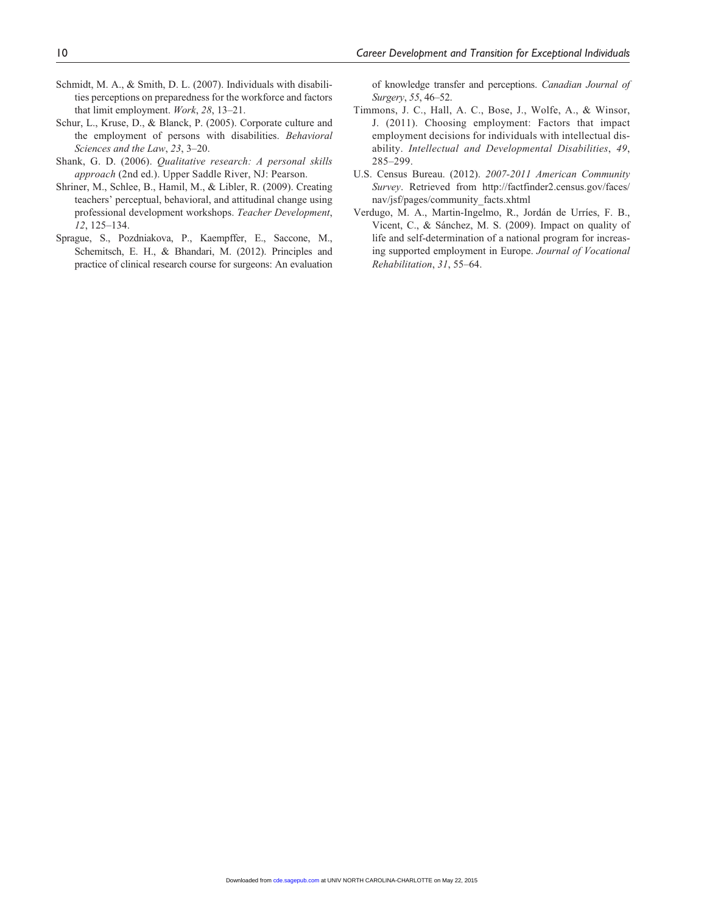Schmidt, M. A., & Smith, D. L. (2007). Individuals with disabilities perceptions on preparedness for the workforce and factors that limit employment. *Work*, *28*, 13–21.

Schur, L., Kruse, D., & Blanck, P. (2005). Corporate culture and the employment of persons with disabilities. *Behavioral Sciences and the Law*, *23*, 3–20.

Shank, G. D. (2006). *Qualitative research: A personal skills approach* (2nd ed.). Upper Saddle River, NJ: Pearson.

Shriner, M., Schlee, B., Hamil, M., & Libler, R. (2009). Creating teachers' perceptual, behavioral, and attitudinal change using professional development workshops. *Teacher Development*, *12*, 125–134.

Sprague, S., Pozdniakova, P., Kaempffer, E., Saccone, M., Schemitsch, E. H., & Bhandari, M. (2012). Principles and practice of clinical research course for surgeons: An evaluation of knowledge transfer and perceptions. *Canadian Journal of Surgery*, *55*, 46–52.

Timmons, J. C., Hall, A. C., Bose, J., Wolfe, A., & Winsor, J. (2011). Choosing employment: Factors that impact employment decisions for individuals with intellectual disability. *Intellectual and Developmental Disabilities*, *49*, 285–299.

U.S. Census Bureau. (2012). *2007-2011 American Community Survey*. Retrieved from http://factfinder2.census.gov/faces/nav/jsf/pages/community_facts.xhtml

Verdugo, M. A., Martin-Ingelmo, R., Jordán de Urríes, F. B., Vicent, C., & Sánchez, M. S. (2009). Impact on quality of life and self-determination of a national program for increasing supported employment in Europe. *Journal of Vocational Rehabilitation*, *31*, 55–64.